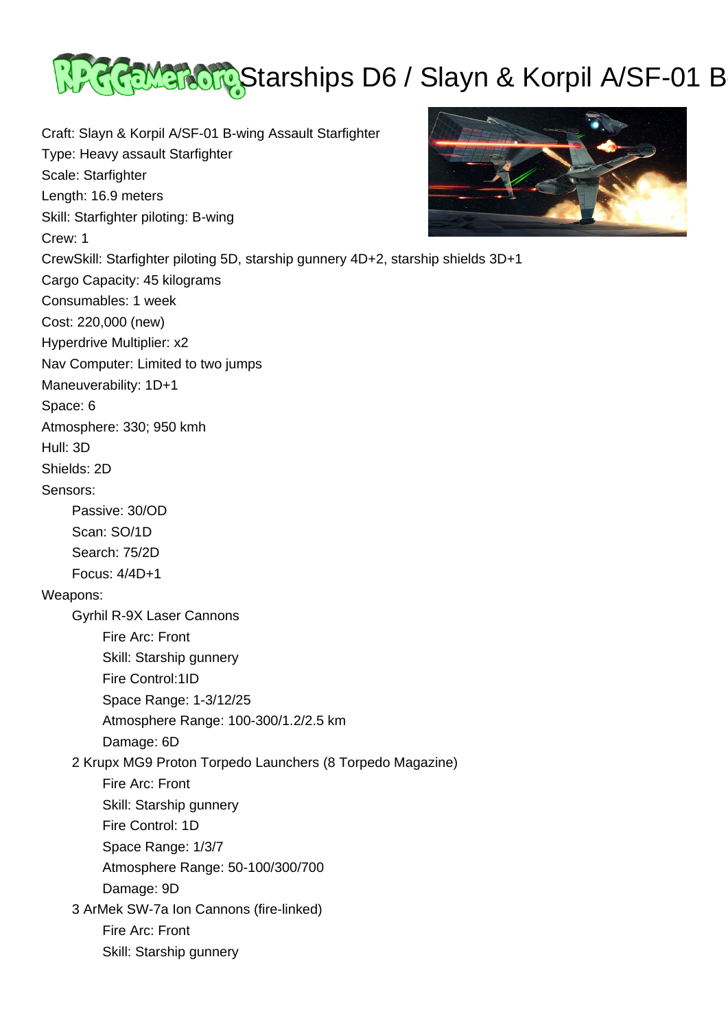# Starships D6 / Slayn & Korpil A/SF-01 B

Craft: Slayn & Korpil A/SF-01 B-wing Assault Starfighter
Type: Heavy assault Starfighter
Scale: Starfighter
Length: 16.9 meters
Skill: Starfighter piloting: B-wing
Crew: 1
CrewSkill: Starfighter piloting 5D, starship gunnery 4D+2, starship shields 3D+1
Cargo Capacity: 45 kilograms
Consumables: 1 week
Cost: 220,000 (new)
Hyperdrive Multiplier: x2
Nav Computer: Limited to two jumps
Maneuverability: 1D+1
Space: 6
Atmosphere: 330; 950 kmh
Hull: 3D
Shields: 2D
Sensors:

- Passive: 30/OD
- Scan: SO/1D
- Search: 75/2D
- Focus: 4/4D+1

Weapons:

- Gyrhil R-9X Laser Cannons
  - Fire Arc: Front
  - Skill: Starship gunnery
  - Fire Control:1ID
  - Space Range: 1-3/12/25
  - Atmosphere Range: 100-300/1.2/2.5 km
  - Damage: 6D
- 2 Krupx MG9 Proton Torpedo Launchers (8 Torpedo Magazine)
  - Fire Arc: Front
  - Skill: Starship gunnery
  - Fire Control: 1D
  - Space Range: 1/3/7
  - Atmosphere Range: 50-100/300/700
  - Damage: 9D
- 3 ArMek SW-7a Ion Cannons (fire-linked)
  - Fire Arc: Front
  - Skill: Starship gunnery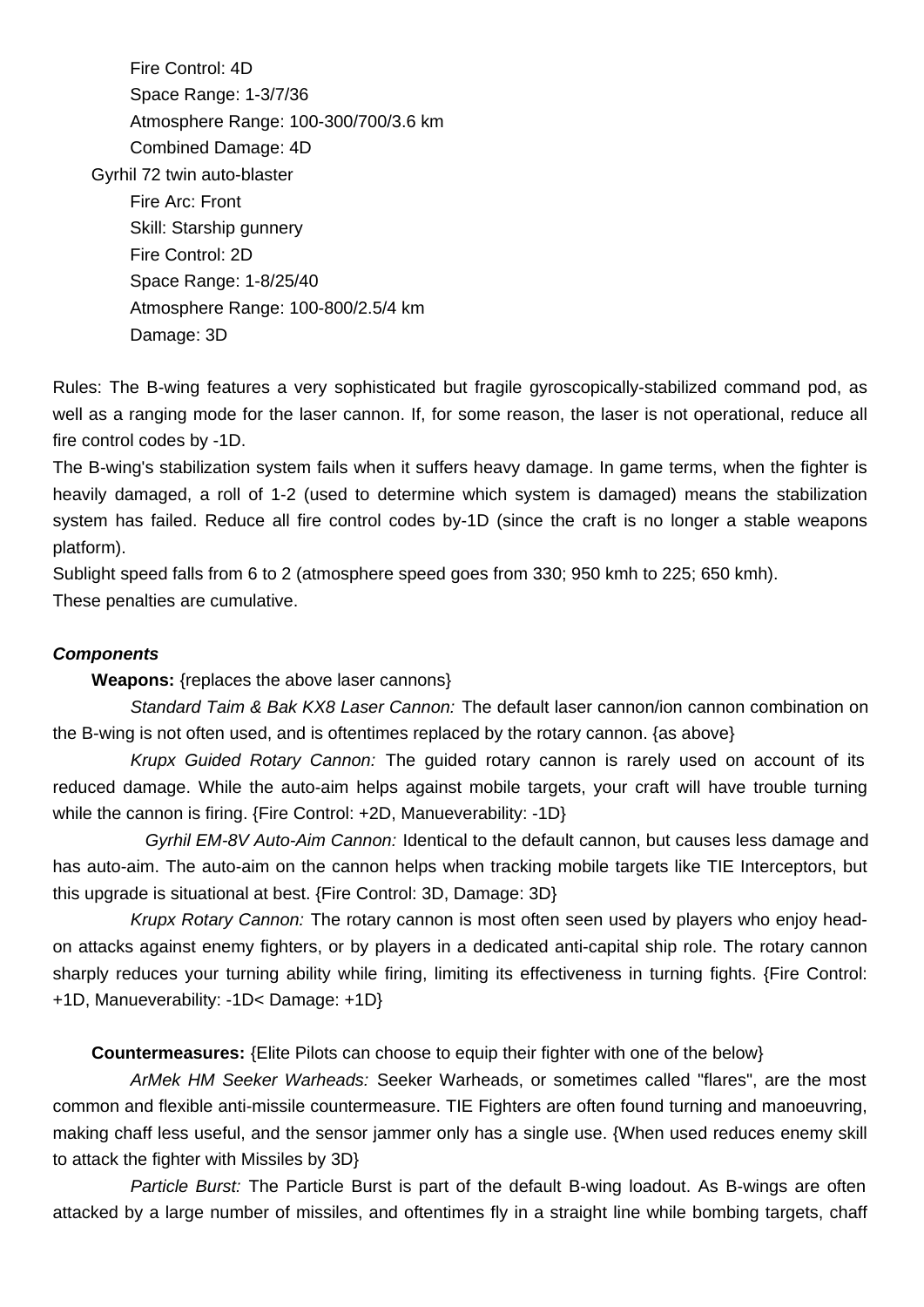Fire Control: 4D
Space Range: 1-3/7/36
Atmosphere Range: 100-300/700/3.6 km
Combined Damage: 4D

Gyrhil 72 twin auto-blaster
Fire Arc: Front
Skill: Starship gunnery
Fire Control: 2D
Space Range: 1-8/25/40
Atmosphere Range: 100-800/2.5/4 km
Damage: 3D

Rules: The B-wing features a very sophisticated but fragile gyroscopically-stabilized command pod, as well as a ranging mode for the laser cannon. If, for some reason, the laser is not operational, reduce all fire control codes by -1D.

The B-wing's stabilization system fails when it suffers heavy damage. In game terms, when the fighter is heavily damaged, a roll of 1-2 (used to determine which system is damaged) means the stabilization system has failed. Reduce all fire control codes by-1D (since the craft is no longer a stable weapons platform).

Sublight speed falls from 6 to 2 (atmosphere speed goes from 330; 950 kmh to 225; 650 kmh).

These penalties are cumulative.

***Components***

**Weapons:** {replaces the above laser cannons}

*Standard Taim & Bak KX8 Laser Cannon:* The default laser cannon/ion cannon combination on the B-wing is not often used, and is oftentimes replaced by the rotary cannon. {as above}

*Krupx Guided Rotary Cannon:* The guided rotary cannon is rarely used on account of its reduced damage. While the auto-aim helps against mobile targets, your craft will have trouble turning while the cannon is firing. {Fire Control: +2D, Manueverability: -1D}

*Gyrhil EM-8V Auto-Aim Cannon:* Identical to the default cannon, but causes less damage and has auto-aim. The auto-aim on the cannon helps when tracking mobile targets like TIE Interceptors, but this upgrade is situational at best. {Fire Control: 3D, Damage: 3D}

*Krupx Rotary Cannon:* The rotary cannon is most often seen used by players who enjoy head-on attacks against enemy fighters, or by players in a dedicated anti-capital ship role. The rotary cannon sharply reduces your turning ability while firing, limiting its effectiveness in turning fights. {Fire Control: +1D, Manueverability: -1D< Damage: +1D}

**Countermeasures:** {Elite Pilots can choose to equip their fighter with one of the below}

*ArMek HM Seeker Warheads:* Seeker Warheads, or sometimes called "flares", are the most common and flexible anti-missile countermeasure. TIE Fighters are often found turning and manoeuvring, making chaff less useful, and the sensor jammer only has a single use. {When used reduces enemy skill to attack the fighter with Missiles by 3D}

*Particle Burst:* The Particle Burst is part of the default B-wing loadout. As B-wings are often attacked by a large number of missiles, and oftentimes fly in a straight line while bombing targets, chaff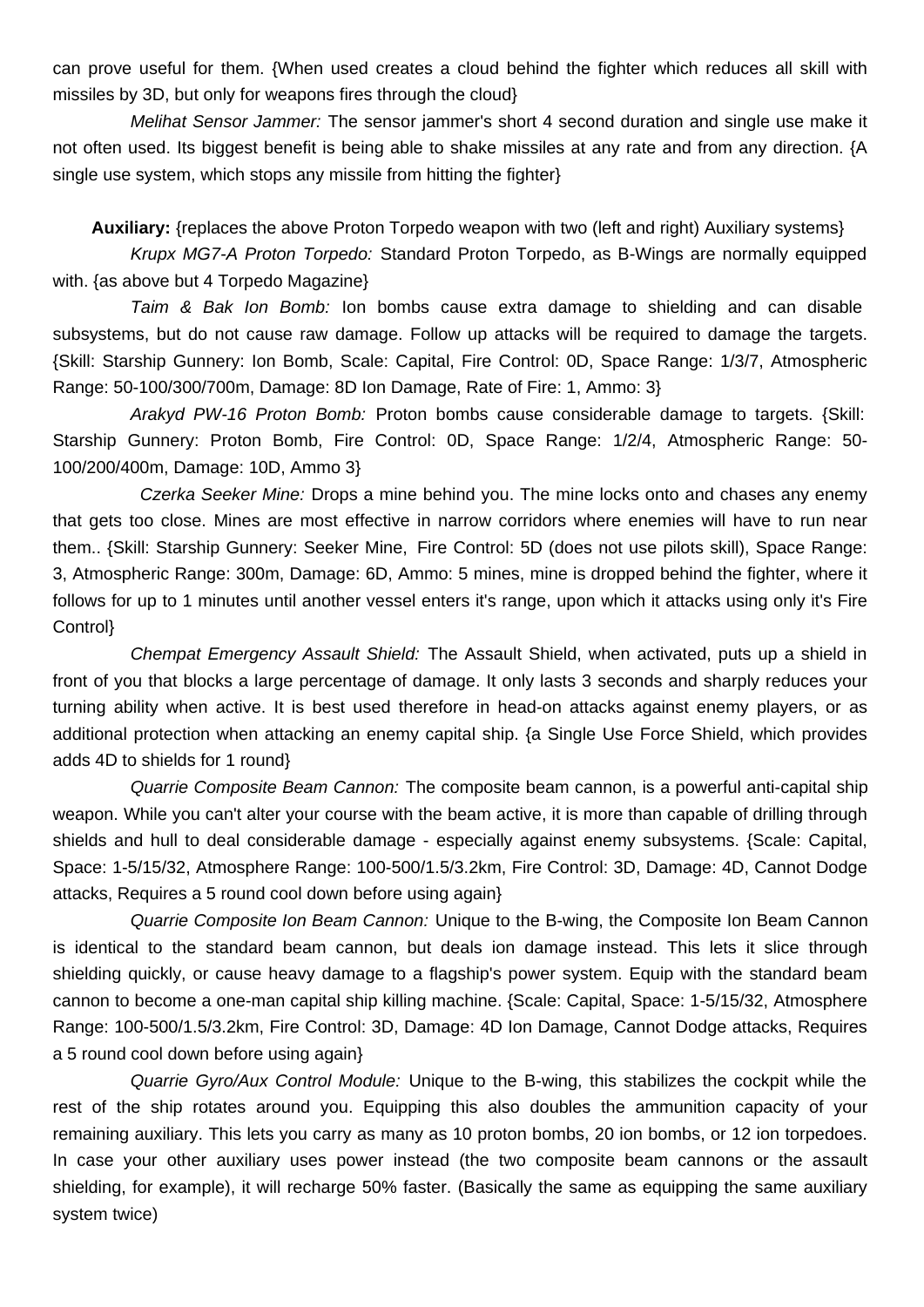can prove useful for them. {When used creates a cloud behind the fighter which reduces all skill with missiles by 3D, but only for weapons fires through the cloud}

*Melihat Sensor Jammer:* The sensor jammer's short 4 second duration and single use make it not often used. Its biggest benefit is being able to shake missiles at any rate and from any direction. {A single use system, which stops any missile from hitting the fighter}

**Auxiliary:** {replaces the above Proton Torpedo weapon with two (left and right) Auxiliary systems}

*Krupx MG7-A Proton Torpedo:* Standard Proton Torpedo, as B-Wings are normally equipped with. {as above but 4 Torpedo Magazine}

*Taim & Bak Ion Bomb:* Ion bombs cause extra damage to shielding and can disable subsystems, but do not cause raw damage. Follow up attacks will be required to damage the targets. {Skill: Starship Gunnery: Ion Bomb, Scale: Capital, Fire Control: 0D, Space Range: 1/3/7, Atmospheric Range: 50-100/300/700m, Damage: 8D Ion Damage, Rate of Fire: 1, Ammo: 3}

*Arakyd PW-16 Proton Bomb:* Proton bombs cause considerable damage to targets. {Skill: Starship Gunnery: Proton Bomb, Fire Control: 0D, Space Range: 1/2/4, Atmospheric Range: 50-100/200/400m, Damage: 10D, Ammo 3}

*Czerka Seeker Mine:* Drops a mine behind you. The mine locks onto and chases any enemy that gets too close. Mines are most effective in narrow corridors where enemies will have to run near them.. {Skill: Starship Gunnery: Seeker Mine, Fire Control: 5D (does not use pilots skill), Space Range: 3, Atmospheric Range: 300m, Damage: 6D, Ammo: 5 mines, mine is dropped behind the fighter, where it follows for up to 1 minutes until another vessel enters it's range, upon which it attacks using only it's Fire Control}

*Chempat Emergency Assault Shield:* The Assault Shield, when activated, puts up a shield in front of you that blocks a large percentage of damage. It only lasts 3 seconds and sharply reduces your turning ability when active. It is best used therefore in head-on attacks against enemy players, or as additional protection when attacking an enemy capital ship. {a Single Use Force Shield, which provides adds 4D to shields for 1 round}

*Quarrie Composite Beam Cannon:* The composite beam cannon, is a powerful anti-capital ship weapon. While you can't alter your course with the beam active, it is more than capable of drilling through shields and hull to deal considerable damage - especially against enemy subsystems. {Scale: Capital, Space: 1-5/15/32, Atmosphere Range: 100-500/1.5/3.2km, Fire Control: 3D, Damage: 4D, Cannot Dodge attacks, Requires a 5 round cool down before using again}

*Quarrie Composite Ion Beam Cannon:* Unique to the B-wing, the Composite Ion Beam Cannon is identical to the standard beam cannon, but deals ion damage instead. This lets it slice through shielding quickly, or cause heavy damage to a flagship's power system. Equip with the standard beam cannon to become a one-man capital ship killing machine. {Scale: Capital, Space: 1-5/15/32, Atmosphere Range: 100-500/1.5/3.2km, Fire Control: 3D, Damage: 4D Ion Damage, Cannot Dodge attacks, Requires a 5 round cool down before using again}

*Quarrie Gyro/Aux Control Module:* Unique to the B-wing, this stabilizes the cockpit while the rest of the ship rotates around you. Equipping this also doubles the ammunition capacity of your remaining auxiliary. This lets you carry as many as 10 proton bombs, 20 ion bombs, or 12 ion torpedoes. In case your other auxiliary uses power instead (the two composite beam cannons or the assault shielding, for example), it will recharge 50% faster. (Basically the same as equipping the same auxiliary system twice)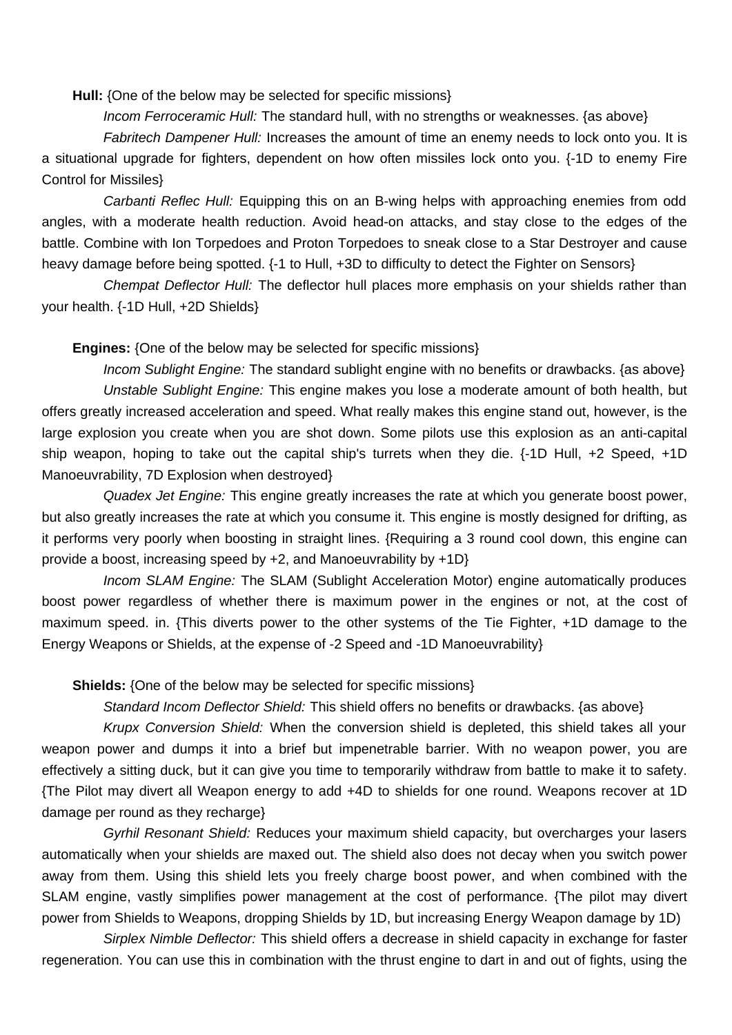**Hull:** {One of the below may be selected for specific missions}

*Incom Ferroceramic Hull:* The standard hull, with no strengths or weaknesses. {as above}

*Fabritech Dampener Hull:* Increases the amount of time an enemy needs to lock onto you. It is a situational upgrade for fighters, dependent on how often missiles lock onto you. {-1D to enemy Fire Control for Missiles}

*Carbanti Reflec Hull:* Equipping this on an B-wing helps with approaching enemies from odd angles, with a moderate health reduction. Avoid head-on attacks, and stay close to the edges of the battle. Combine with Ion Torpedoes and Proton Torpedoes to sneak close to a Star Destroyer and cause heavy damage before being spotted. {-1 to Hull, +3D to difficulty to detect the Fighter on Sensors}

*Chempat Deflector Hull:* The deflector hull places more emphasis on your shields rather than your health. {-1D Hull, +2D Shields}

**Engines:** {One of the below may be selected for specific missions}

*Incom Sublight Engine:* The standard sublight engine with no benefits or drawbacks. {as above}

*Unstable Sublight Engine:* This engine makes you lose a moderate amount of both health, but offers greatly increased acceleration and speed. What really makes this engine stand out, however, is the large explosion you create when you are shot down. Some pilots use this explosion as an anti-capital ship weapon, hoping to take out the capital ship's turrets when they die. {-1D Hull, +2 Speed, +1D Manoeuvrability, 7D Explosion when destroyed}

*Quadex Jet Engine:* This engine greatly increases the rate at which you generate boost power, but also greatly increases the rate at which you consume it. This engine is mostly designed for drifting, as it performs very poorly when boosting in straight lines. {Requiring a 3 round cool down, this engine can provide a boost, increasing speed by +2, and Manoeuvrability by +1D}

*Incom SLAM Engine:* The SLAM (Sublight Acceleration Motor) engine automatically produces boost power regardless of whether there is maximum power in the engines or not, at the cost of maximum speed. in. {This diverts power to the other systems of the Tie Fighter, +1D damage to the Energy Weapons or Shields, at the expense of -2 Speed and -1D Manoeuvrability}

**Shields:** {One of the below may be selected for specific missions}

*Standard Incom Deflector Shield:* This shield offers no benefits or drawbacks. {as above}

*Krupx Conversion Shield:* When the conversion shield is depleted, this shield takes all your weapon power and dumps it into a brief but impenetrable barrier. With no weapon power, you are effectively a sitting duck, but it can give you time to temporarily withdraw from battle to make it to safety. {The Pilot may divert all Weapon energy to add +4D to shields for one round. Weapons recover at 1D damage per round as they recharge}

*Gyrhil Resonant Shield:* Reduces your maximum shield capacity, but overcharges your lasers automatically when your shields are maxed out. The shield also does not decay when you switch power away from them. Using this shield lets you freely charge boost power, and when combined with the SLAM engine, vastly simplifies power management at the cost of performance. {The pilot may divert power from Shields to Weapons, dropping Shields by 1D, but increasing Energy Weapon damage by 1D)

*Sirplex Nimble Deflector:* This shield offers a decrease in shield capacity in exchange for faster regeneration. You can use this in combination with the thrust engine to dart in and out of fights, using the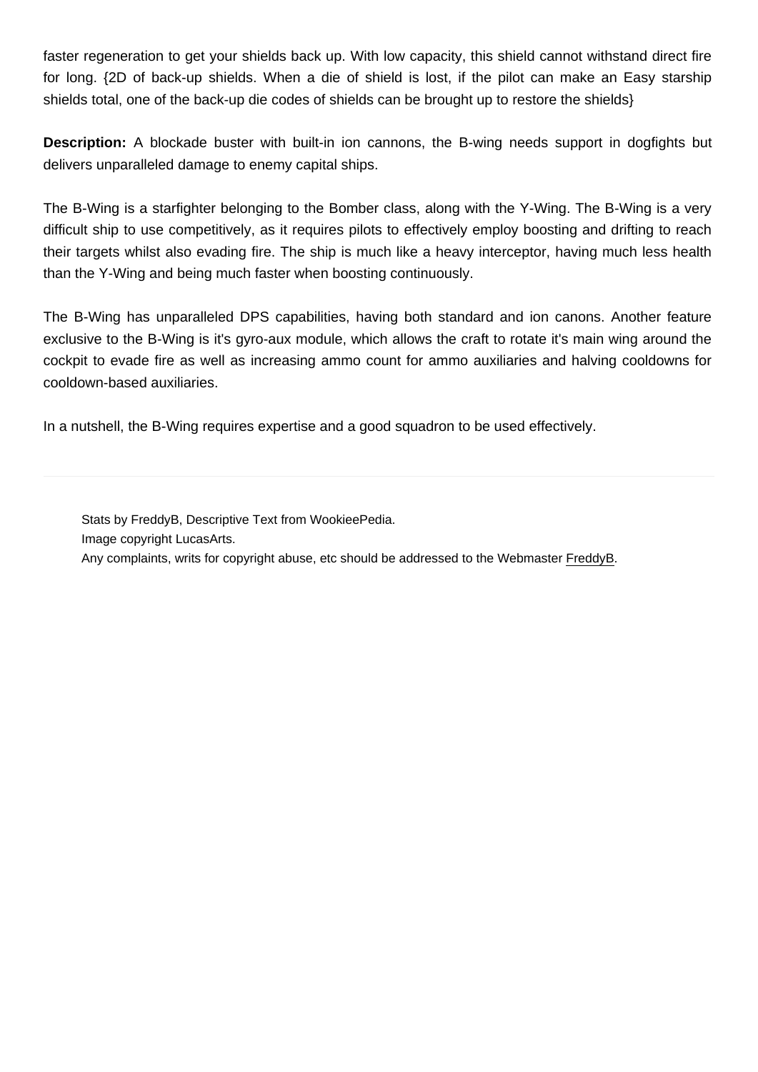faster regeneration to get your shields back up. With low capacity, this shield cannot withstand direct fire for long. {2D of back-up shields. When a die of shield is lost, if the pilot can make an Easy starship shields total, one of the back-up die codes of shields can be brought up to restore the shields}

**Description:** A blockade buster with built-in ion cannons, the B-wing needs support in dogfights but delivers unparalleled damage to enemy capital ships.

The B-Wing is a starfighter belonging to the Bomber class, along with the Y-Wing. The B-Wing is a very difficult ship to use competitively, as it requires pilots to effectively employ boosting and drifting to reach their targets whilst also evading fire. The ship is much like a heavy interceptor, having much less health than the Y-Wing and being much faster when boosting continuously.

The B-Wing has unparalleled DPS capabilities, having both standard and ion canons. Another feature exclusive to the B-Wing is it's gyro-aux module, which allows the craft to rotate it's main wing around the cockpit to evade fire as well as increasing ammo count for ammo auxiliaries and halving cooldowns for cooldown-based auxiliaries.

In a nutshell, the B-Wing requires expertise and a good squadron to be used effectively.

---

Stats by FreddyB, Descriptive Text from WookieePedia.
Image copyright LucasArts.
Any complaints, writs for copyright abuse, etc should be addressed to the Webmaster FreddyB.